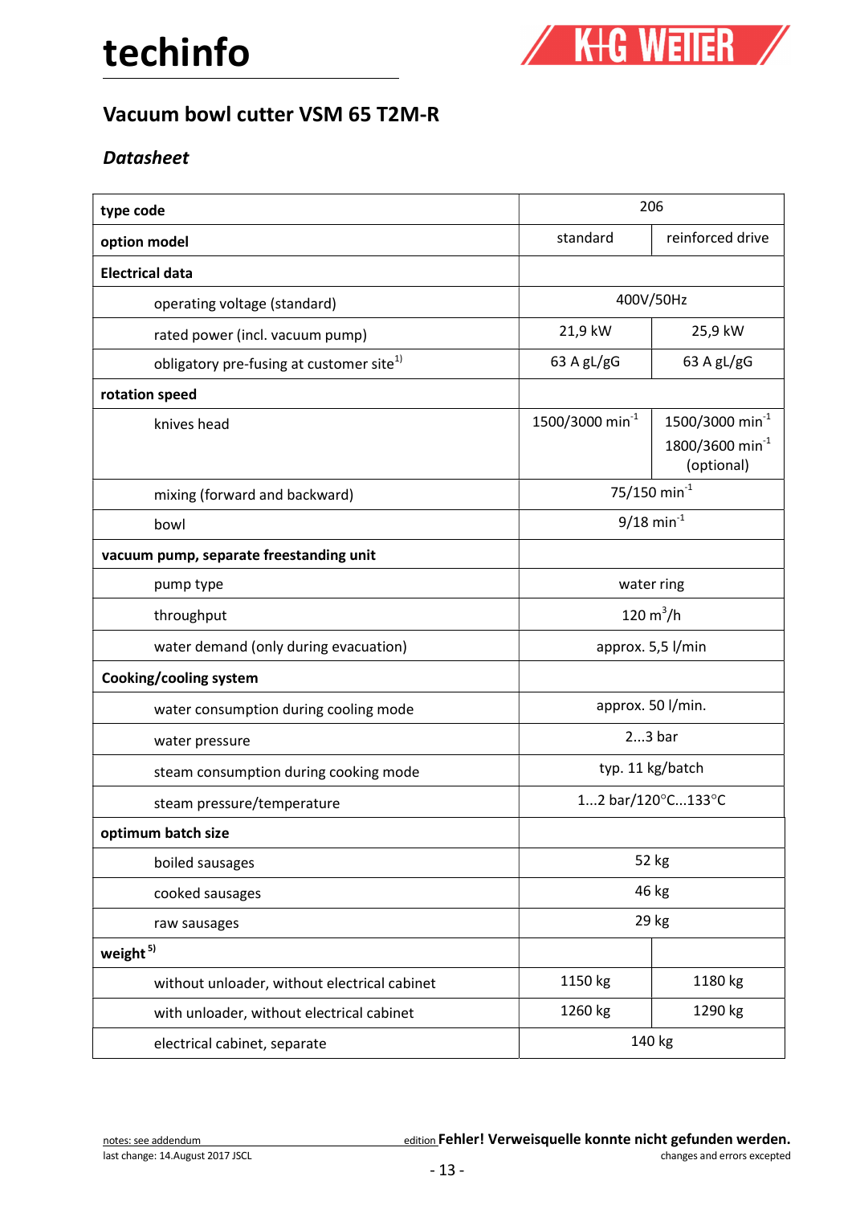# techinfo

## Vacuum bowl cutter VSM 65 T2M-R

### *Datasheet*

| type code | 206 | |
|---|---|---|
| **option model** | standard | reinforced drive |
| **Electrical data** | | |
| operating voltage (standard) | 400V/50Hz | |
| rated power (incl. vacuum pump) | 21,9 kW | 25,9 kW |
| obligatory pre-fusing at customer site[1] | 63 A gL/gG | 63 A gL/gG |
| **rotation speed** | | |
| knives head | 1500/3000 min$^{-1}$ | 1500/3000 min$^{-1}$ 1800/3600 min$^{-1}$ (optional) |
| mixing (forward and backward) | 75/150 min$^{-1}$ | |
| bowl | 9/18 min$^{-1}$ | |
| **vacuum pump, separate freestanding unit** | | |
| pump type | water ring | |
| throughput | 120 m$^3$/h | |
| water demand (only during evacuation) | approx. 5,5 l/min | |
| **Cooking/cooling system** | | |
| water consumption during cooling mode | approx. 50 l/min. | |
| water pressure | 2...3 bar | |
| steam consumption during cooking mode | typ. 11 kg/batch | |
| steam pressure/temperature | 1...2 bar/120°C...133°C | |
| **optimum batch size** | | |
| boiled sausages | 52 kg | |
| cooked sausages | 46 kg | |
| raw sausages | 29 kg | |
| **weight** [5] | | |
| without unloader, without electrical cabinet | 1150 kg | 1180 kg |
| with unloader, without electrical cabinet | 1260 kg | 1290 kg |
| electrical cabinet, separate | 140 kg | |

notes: see addendum

last change: 14.August 2017 JSCL

edition **Fehler! Verweisquelle konnte nicht gefunden werden.**

changes and errors excepted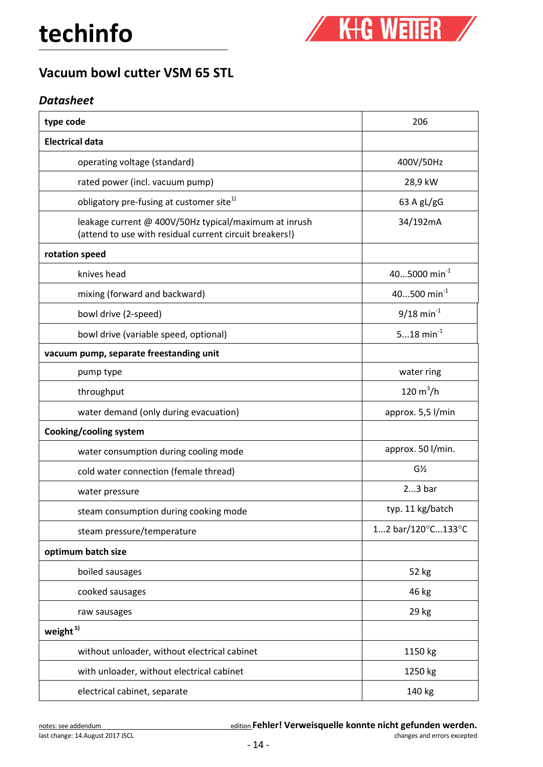# techinfo

## Vacuum bowl cutter VSM 65 STL

### *Datasheet*

| | |
|---|---|
| **type code** | 206 |
| **Electrical data** | |
| operating voltage (standard) | 400V/50Hz |
| rated power (incl. vacuum pump) | 28,9 kW |
| obligatory pre-fusing at customer site[1)] | 63 A gL/gG |
| leakage current @ 400V/50Hz typical/maximum at inrush (attend to use with residual current circuit breakers!) | 34/192mA |
| **rotation speed** | |
| knives head | 40...5000 $min^{-1}$ |
| mixing (forward and backward) | 40...500 $min^{-1}$ |
| bowl drive (2-speed) | 9/18 $min^{-1}$ |
| bowl drive (variable speed, optional) | 5...18 $min^{-1}$ |
| **vacuum pump, separate freestanding unit** | |
| pump type | water ring |
| throughput | 120 $m^3/h$ |
| water demand (only during evacuation) | approx. 5,5 l/min |
| **Cooking/cooling system** | |
| water consumption during cooling mode | approx. 50 l/min. |
| cold water connection (female thread) | G½ |
| water pressure | 2...3 bar |
| steam consumption during cooking mode | typ. 11 kg/batch |
| steam pressure/temperature | 1...2 bar/120°C...133°C |
| **optimum batch size** | |
| boiled sausages | 52 kg |
| cooked sausages | 46 kg |
| raw sausages | 29 kg |
| **weight** [5)] | |
| without unloader, without electrical cabinet | 1150 kg |
| with unloader, without electrical cabinet | 1250 kg |
| electrical cabinet, separate | 140 kg |

notes: see addendum

last change: 14.August 2017 JSCL

edition **Fehler! Verweisquelle konnte nicht gefunden werden.**

changes and errors excepted